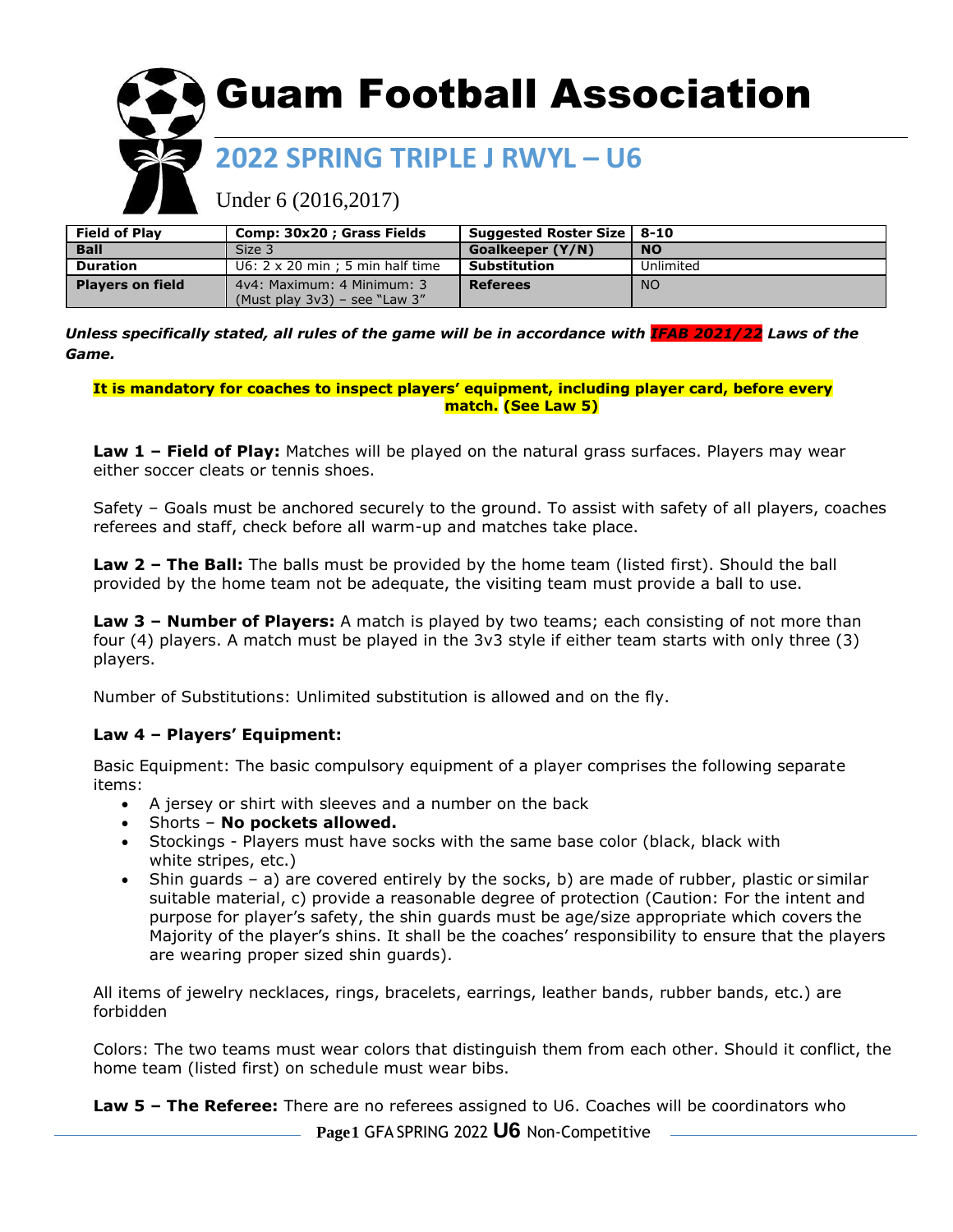# Guam Football Association

## 2022 SPRING TRIPLE J RWYL – U6

Under 6 (2016,2017)

| Field of Play | Comp: 30x20 ; Grass Fields | Suggested Roster Size | 8-10 |
|---|---|---|---|
| Ball | Size 3 | Goalkeeper (Y/N) | NO |
| Duration | U6: 2 x 20 min ; 5 min half time | Substitution | Unlimited |
| Players on field | 4v4: Maximum: 4 Minimum: 3 (Must play 3v3) – see "Law 3" | Referees | NO |

***Unless specifically stated, all rules of the game will be in accordance with IFAB 2021/22 Laws of the Game.***

**It is mandatory for coaches to inspect players' equipment, including player card, before every match. (See Law 5)**

**Law 1 – Field of Play:** Matches will be played on the natural grass surfaces. Players may wear either soccer cleats or tennis shoes.

Safety – Goals must be anchored securely to the ground. To assist with safety of all players, coaches referees and staff, check before all warm-up and matches take place.

**Law 2 – The Ball:** The balls must be provided by the home team (listed first). Should the ball provided by the home team not be adequate, the visiting team must provide a ball to use.

**Law 3 – Number of Players:** A match is played by two teams; each consisting of not more than four (4) players. A match must be played in the 3v3 style if either team starts with only three (3) players.

Number of Substitutions: Unlimited substitution is allowed and on the fly.

**Law 4 – Players' Equipment:**

Basic Equipment: The basic compulsory equipment of a player comprises the following separate items:

- A jersey or shirt with sleeves and a number on the back
- Shorts – **No pockets allowed.**
- Stockings - Players must have socks with the same base color (black, black with white stripes, etc.)
- Shin guards – a) are covered entirely by the socks, b) are made of rubber, plastic or similar suitable material, c) provide a reasonable degree of protection (Caution: For the intent and purpose for player's safety, the shin guards must be age/size appropriate which covers the Majority of the player's shins. It shall be the coaches' responsibility to ensure that the players are wearing proper sized shin guards).

All items of jewelry necklaces, rings, bracelets, earrings, leather bands, rubber bands, etc.) are forbidden

Colors: The two teams must wear colors that distinguish them from each other. Should it conflict, the home team (listed first) on schedule must wear bibs.

**Law 5 – The Referee:** There are no referees assigned to U6. Coaches will be coordinators who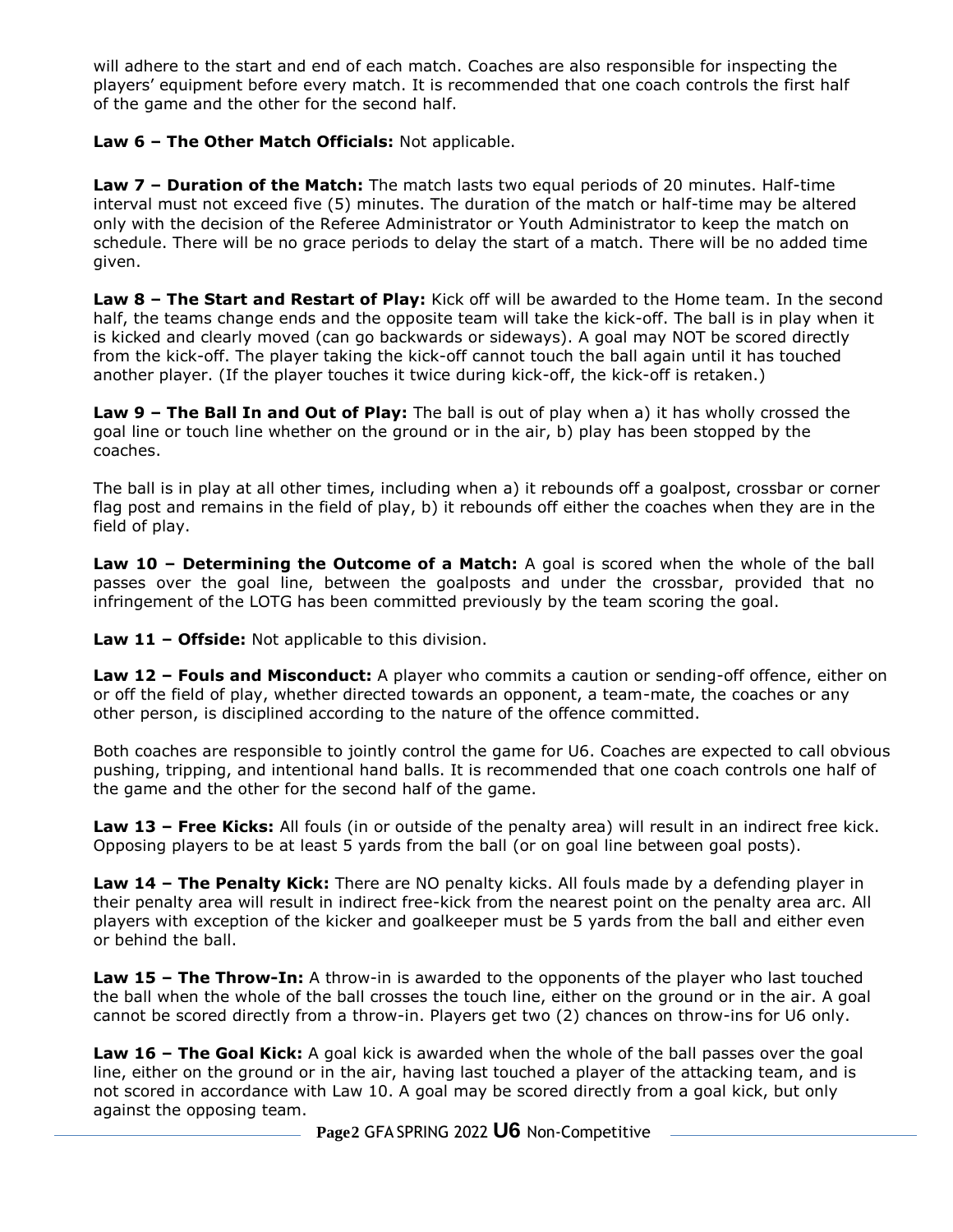will adhere to the start and end of each match. Coaches are also responsible for inspecting the players' equipment before every match. It is recommended that one coach controls the first half of the game and the other for the second half.

**Law 6 – The Other Match Officials:** Not applicable.

**Law 7 – Duration of the Match:** The match lasts two equal periods of 20 minutes. Half-time interval must not exceed five (5) minutes. The duration of the match or half-time may be altered only with the decision of the Referee Administrator or Youth Administrator to keep the match on schedule. There will be no grace periods to delay the start of a match. There will be no added time given.

**Law 8 – The Start and Restart of Play:** Kick off will be awarded to the Home team. In the second half, the teams change ends and the opposite team will take the kick-off. The ball is in play when it is kicked and clearly moved (can go backwards or sideways). A goal may NOT be scored directly from the kick-off. The player taking the kick-off cannot touch the ball again until it has touched another player. (If the player touches it twice during kick-off, the kick-off is retaken.)

**Law 9 – The Ball In and Out of Play:** The ball is out of play when a) it has wholly crossed the goal line or touch line whether on the ground or in the air, b) play has been stopped by the coaches.

The ball is in play at all other times, including when a) it rebounds off a goalpost, crossbar or corner flag post and remains in the field of play, b) it rebounds off either the coaches when they are in the field of play.

**Law 10 – Determining the Outcome of a Match:** A goal is scored when the whole of the ball passes over the goal line, between the goalposts and under the crossbar, provided that no infringement of the LOTG has been committed previously by the team scoring the goal.

**Law 11 – Offside:** Not applicable to this division.

**Law 12 – Fouls and Misconduct:** A player who commits a caution or sending-off offence, either on or off the field of play, whether directed towards an opponent, a team-mate, the coaches or any other person, is disciplined according to the nature of the offence committed.

Both coaches are responsible to jointly control the game for U6. Coaches are expected to call obvious pushing, tripping, and intentional hand balls. It is recommended that one coach controls one half of the game and the other for the second half of the game.

**Law 13 – Free Kicks:** All fouls (in or outside of the penalty area) will result in an indirect free kick. Opposing players to be at least 5 yards from the ball (or on goal line between goal posts).

**Law 14 – The Penalty Kick:** There are NO penalty kicks. All fouls made by a defending player in their penalty area will result in indirect free-kick from the nearest point on the penalty area arc. All players with exception of the kicker and goalkeeper must be 5 yards from the ball and either even or behind the ball.

**Law 15 – The Throw-In:** A throw-in is awarded to the opponents of the player who last touched the ball when the whole of the ball crosses the touch line, either on the ground or in the air. A goal cannot be scored directly from a throw-in. Players get two (2) chances on throw-ins for U6 only.

**Law 16 – The Goal Kick:** A goal kick is awarded when the whole of the ball passes over the goal line, either on the ground or in the air, having last touched a player of the attacking team, and is not scored in accordance with Law 10. A goal may be scored directly from a goal kick, but only against the opposing team.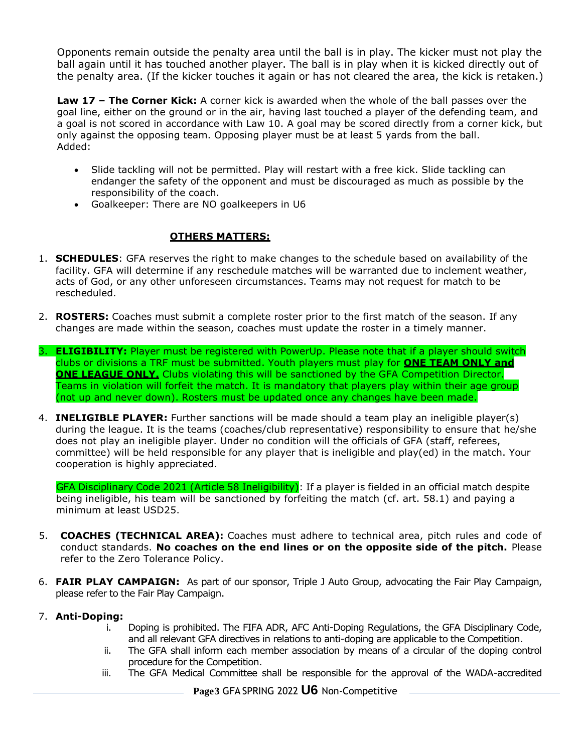Opponents remain outside the penalty area until the ball is in play. The kicker must not play the ball again until it has touched another player. The ball is in play when it is kicked directly out of the penalty area. (If the kicker touches it again or has not cleared the area, the kick is retaken.)

**Law 17 – The Corner Kick:** A corner kick is awarded when the whole of the ball passes over the goal line, either on the ground or in the air, having last touched a player of the defending team, and a goal is not scored in accordance with Law 10. A goal may be scored directly from a corner kick, but only against the opposing team. Opposing player must be at least 5 yards from the ball.
Added:

- Slide tackling will not be permitted. Play will restart with a free kick. Slide tackling can endanger the safety of the opponent and must be discouraged as much as possible by the responsibility of the coach.
- Goalkeeper: There are NO goalkeepers in U6

## OTHERS MATTERS:

1. **SCHEDULES**: GFA reserves the right to make changes to the schedule based on availability of the facility. GFA will determine if any reschedule matches will be warranted due to inclement weather, acts of God, or any other unforeseen circumstances. Teams may not request for match to be rescheduled.

2. **ROSTERS:** Coaches must submit a complete roster prior to the first match of the season. If any changes are made within the season, coaches must update the roster in a timely manner.

3. **ELIGIBILITY:** Player must be registered with PowerUp. Please note that if a player should switch clubs or divisions a TRF must be submitted. Youth players must play for **ONE TEAM ONLY and ONE LEAGUE ONLY.** Clubs violating this will be sanctioned by the GFA Competition Director. Teams in violation will forfeit the match. It is mandatory that players play within their age group (not up and never down). Rosters must be updated once any changes have been made.

4. **INELIGIBLE PLAYER:** Further sanctions will be made should a team play an ineligible player(s) during the league. It is the teams (coaches/club representative) responsibility to ensure that he/she does not play an ineligible player. Under no condition will the officials of GFA (staff, referees, committee) will be held responsible for any player that is ineligible and play(ed) in the match. Your cooperation is highly appreciated.

   GFA Disciplinary Code 2021 (Article 58 Ineligibility): If a player is fielded in an official match despite being ineligible, his team will be sanctioned by forfeiting the match (cf. art. 58.1) and paying a minimum at least USD25.

5. **COACHES (TECHNICAL AREA):** Coaches must adhere to technical area, pitch rules and code of conduct standards. **No coaches on the end lines or on the opposite side of the pitch.** Please refer to the Zero Tolerance Policy.

6. **FAIR PLAY CAMPAIGN:** As part of our sponsor, Triple J Auto Group, advocating the Fair Play Campaign, please refer to the Fair Play Campaign.

7. **Anti-Doping:**
   i. Doping is prohibited. The FIFA ADR, AFC Anti-Doping Regulations, the GFA Disciplinary Code, and all relevant GFA directives in relations to anti-doping are applicable to the Competition.
   ii. The GFA shall inform each member association by means of a circular of the doping control procedure for the Competition.
   iii. The GFA Medical Committee shall be responsible for the approval of the WADA-accredited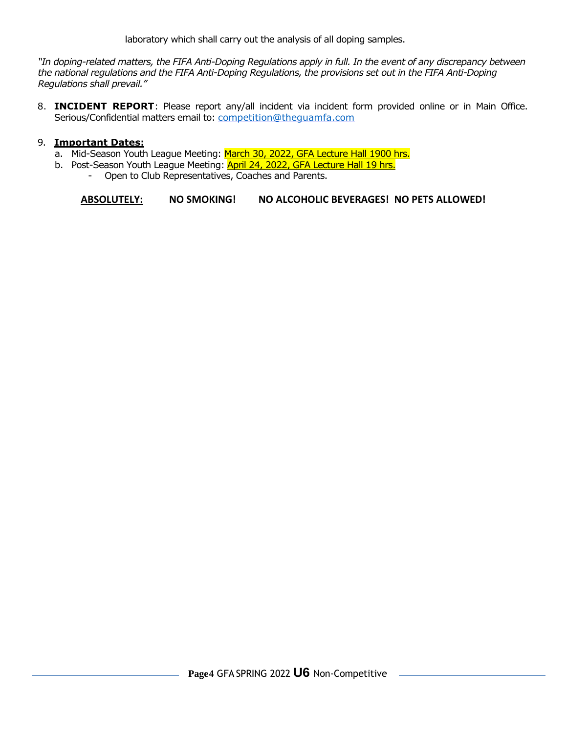laboratory which shall carry out the analysis of all doping samples.

*"In doping-related matters, the FIFA Anti-Doping Regulations apply in full. In the event of any discrepancy between the national regulations and the FIFA Anti-Doping Regulations, the provisions set out in the FIFA Anti-Doping Regulations shall prevail."*

8. **INCIDENT REPORT**: Please report any/all incident via incident form provided online or in Main Office. Serious/Confidential matters email to: competition@theguamfa.com

9. **Important Dates:**
   a. Mid-Season Youth League Meeting: March 30, 2022, GFA Lecture Hall 1900 hrs.
   b. Post-Season Youth League Meeting: April 24, 2022, GFA Lecture Hall 19 hrs.
      - Open to Club Representatives, Coaches and Parents.

**ABSOLUTELY:** **NO SMOKING!** **NO ALCOHOLIC BEVERAGES! NO PETS ALLOWED!**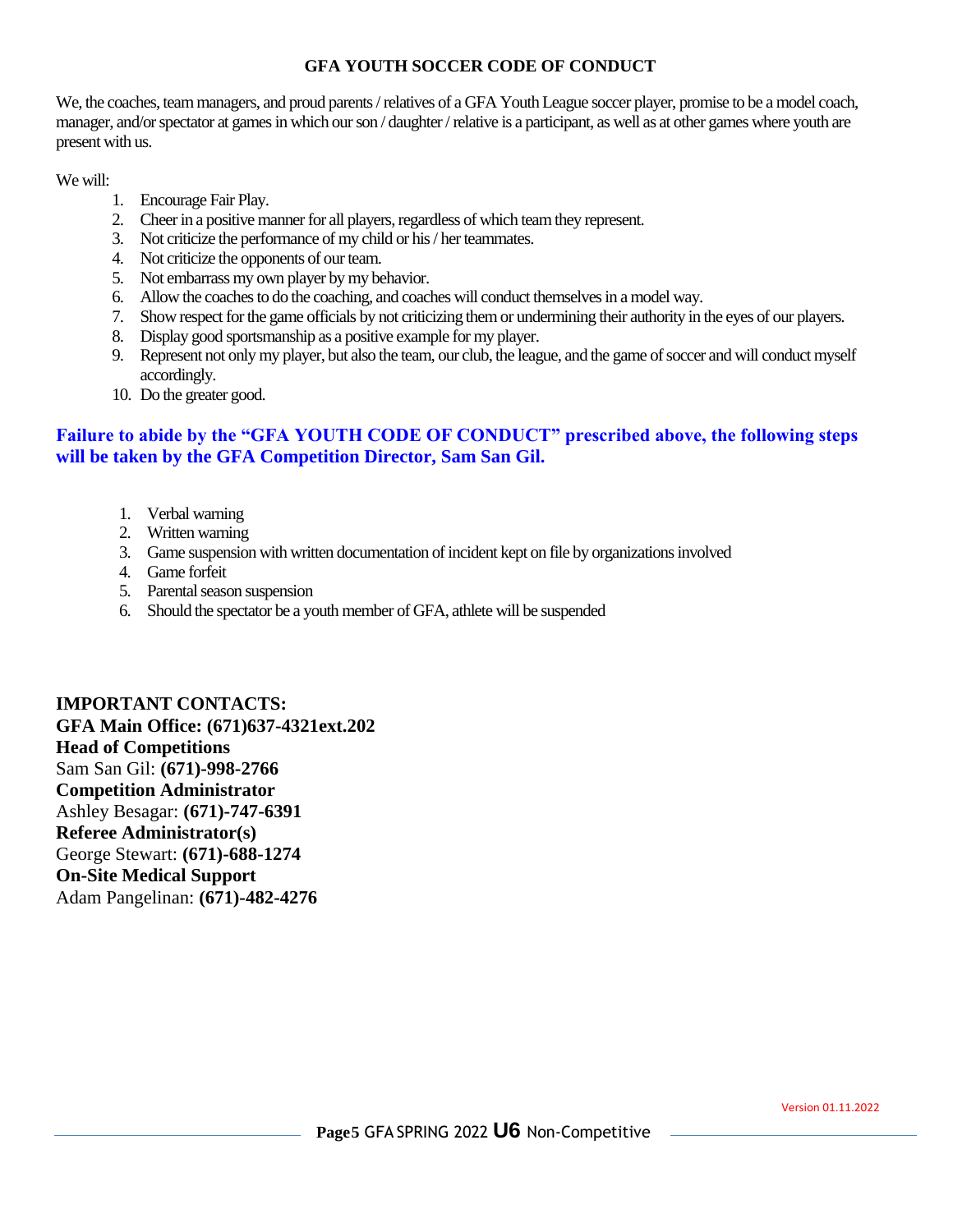# GFA YOUTH SOCCER CODE OF CONDUCT

We, the coaches, team managers, and proud parents / relatives of a GFA Youth League soccer player, promise to be a model coach, manager, and/or spectator at games in which our son / daughter / relative is a participant, as well as at other games where youth are present with us.

We will:

1. Encourage Fair Play.
2. Cheer in a positive manner for all players, regardless of which team they represent.
3. Not criticize the performance of my child or his / her teammates.
4. Not criticize the opponents of our team.
5. Not embarrass my own player by my behavior.
6. Allow the coaches to do the coaching, and coaches will conduct themselves in a model way.
7. Show respect for the game officials by not criticizing them or undermining their authority in the eyes of our players.
8. Display good sportsmanship as a positive example for my player.
9. Represent not only my player, but also the team, our club, the league, and the game of soccer and will conduct myself accordingly.
10. Do the greater good.

**Failure to abide by the "GFA YOUTH CODE OF CONDUCT" prescribed above, the following steps will be taken by the GFA Competition Director, Sam San Gil.**

1. Verbal warning
2. Written warning
3. Game suspension with written documentation of incident kept on file by organizations involved
4. Game forfeit
5. Parental season suspension
6. Should the spectator be a youth member of GFA, athlete will be suspended

**IMPORTANT CONTACTS:**
**GFA Main Office: (671)637-4321ext.202**
**Head of Competitions**
Sam San Gil: **(671)-998-2766**
**Competition Administrator**
Ashley Besagar: **(671)-747-6391**
**Referee Administrator(s)**
George Stewart: **(671)-688-1274**
**On-Site Medical Support**
Adam Pangelinan: **(671)-482-4276**

Version 01.11.2022